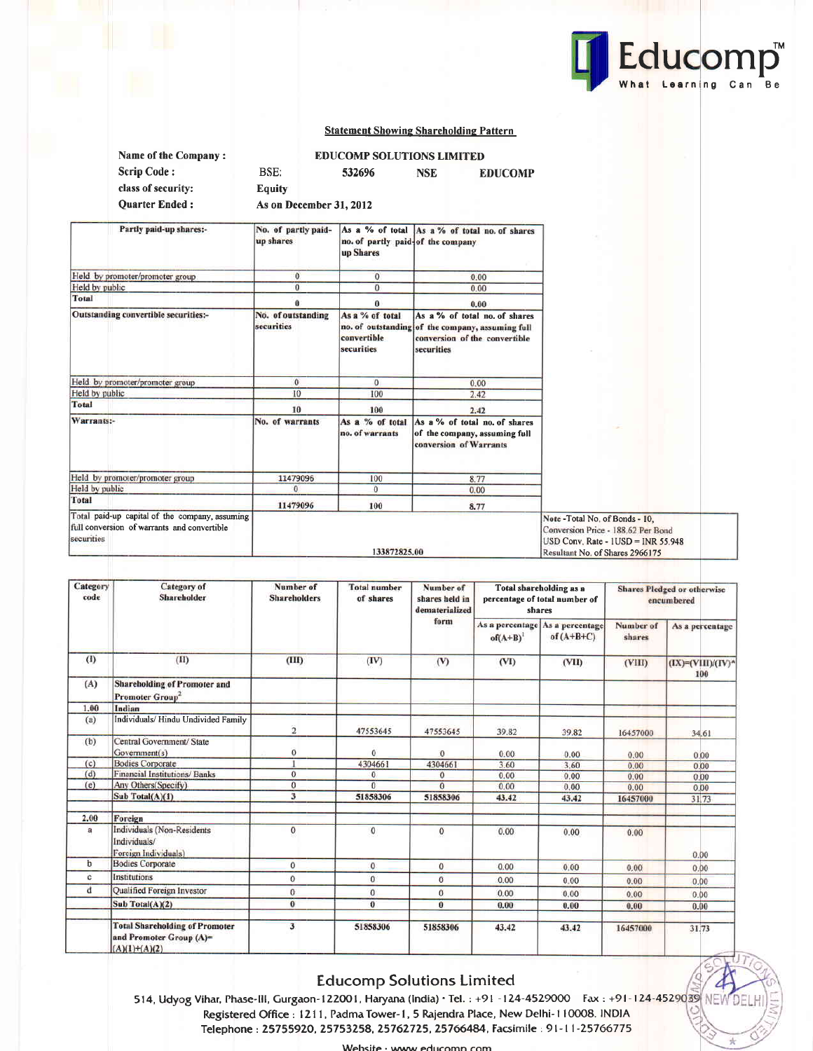Educomp™ What Learning Can Be

**Statement Showing Shareholding Pattern**

| | | | | |
|---|---|---|---|---|
| **Name of the Company :** | | **EDUCOMP SOLUTIONS LIMITED** | | |
| **Scrip Code :** | BSE: | **532696** | **NSE** | **EDUCOMP** |
| **class of security:** | **Equity** | | | |
| **Quarter Ended :** | **As on December 31, 2012** | | | |

| Partly paid-up shares:- | No. of partly paid-up shares | As a % of total no. of partly paid-up Shares | As a % of total no. of shares of the company |
|---|---|---|---|
| Held by promoter/promoter group | 0 | 0 | 0.00 |
| Held by public | 0 | 0 | 0.00 |
| **Total** | **0** | **0** | **0.00** |
| **Outstanding convertible securities:-** | **No. of outstanding securities** | **As a % of total no. of outstanding convertible securities** | **As a % of total no. of shares of the company, assuming full conversion of the convertible securities** |
| Held by promoter/promoter group | 0 | 0 | 0.00 |
| Held by public | 10 | 100 | 2.42 |
| **Total** | **10** | **100** | **2.42** |
| **Warrants:-** | **No. of warrants** | **As a % of total no. of warrants** | **As a % of total no. of shares of the company, assuming full conversion of Warrants** |
| Held by promoter/promoter group | 11479096 | 100 | 8.77 |
| Held by public | 0 | 0 | 0.00 |
| **Total** | **11479096** | **100** | **8.77** |
| Total paid-up capital of the company, assuming full conversion of warrants and convertible securities | | 133872825.00 | |

Note -Total No. of Bonds - 10,
Conversion Price - 188.62 Per Bond
USD Conv. Rate - 1USD = INR 55.948
Resultant No. of Shares 2966175

| Category code | Category of Shareholder | Number of Shareholders | Total number of shares | Number of shares held in dematerialized form | Total shareholding as a percentage of total number of shares | | Shares Pledged or otherwise encumbered | |
|---|---|---|---|---|---|---|---|---|
| | | | | | As a percentage of(A+B)[1] | As a percentage of (A+B+C) | Number of shares | As a percentage |
| (I) | (II) | (III) | (IV) | (V) | (VI) | (VII) | (VIII) | (IX)=(VIII)/(IV)*100 |
| (A) | **Shareholding of Promoter and Promoter Group[2]** | | | | | | | |
| 1.00 | **Indian** | | | | | | | |
| (a) | Individuals/ Hindu Undivided Family | 2 | 47553645 | 47553645 | 39.82 | 39.82 | 16457000 | 34.61 |
| (b) | Central Government/ State Government(s) | 0 | 0 | 0 | 0.00 | 0.00 | 0.00 | 0.00 |
| (c) | Bodies Corporate | 1 | 4304661 | 4304661 | 3.60 | 3.60 | 0.00 | 0.00 |
| (d) | Financial Institutions/ Banks | 0 | 0 | 0 | 0.00 | 0.00 | 0.00 | 0.00 |
| (e) | Any Others(Specify) | 0 | 0 | 0 | 0.00 | 0.00 | 0.00 | 0.00 |
| | **Sub Total(A)(1)** | **3** | **51858306** | **51858306** | **43.42** | **43.42** | **16457000** | **31.73** |
| 2.00 | **Foreign** | | | | | | | |
| a | Individuals (Non-Residents Individuals/ Foreign Individuals) | 0 | 0 | 0 | 0.00 | 0.00 | 0.00 | 0.00 |
| b | Bodies Corporate | 0 | 0 | 0 | 0.00 | 0.00 | 0.00 | 0.00 |
| c | Institutions | 0 | 0 | 0 | 0.00 | 0.00 | 0.00 | 0.00 |
| d | Qualified Foreign Investor | 0 | 0 | 0 | 0.00 | 0.00 | 0.00 | 0.00 |
| | **Sub Total(A)(2)** | **0** | **0** | **0** | **0.00** | **0.00** | **0.00** | **0.00** |
| | **Total Shareholding of Promoter and Promoter Group (A)= (A)(1)+(A)(2)** | **3** | **51858306** | **51858306** | **43.42** | **43.42** | **16457000** | **31.73** |

**Educomp Solutions Limited**

514, Udyog Vihar, Phase-III, Gurgaon-122001, Haryana (India) • Tel. : +91-124-4529000 Fax : +91-124-4529039
Registered Office : 1211, Padma Tower-I, 5 Rajendra Place, New Delhi-110008. INDIA
Telephone : 25755920, 25753258, 25762725, 25766484, Facsimile : 91-11-25766775
Website : www.educomp.com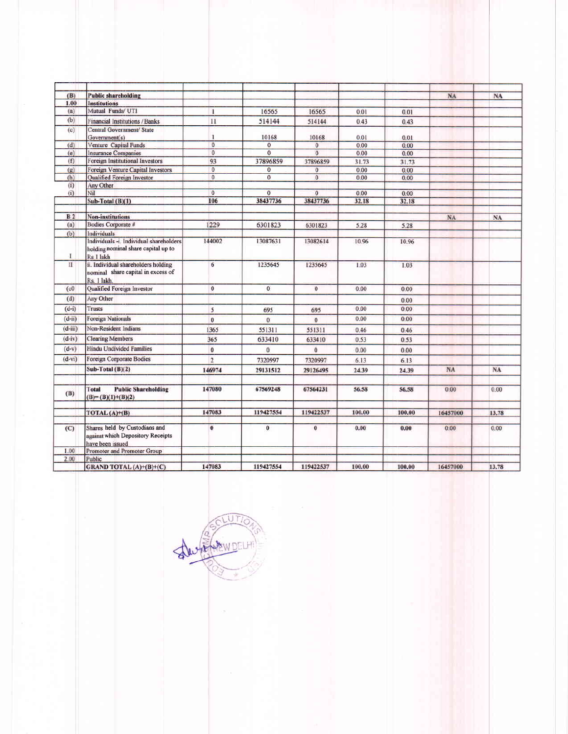| | | | | | | | | |
|---|---|---|---|---|---|---|---|---|
| (B) | Public shareholding | | | | | | NA | NA |
| 1.00 | Institutions | | | | | | | |
| (a) | Mutual Funds/ UTI | 1 | 16565 | 16565 | 0.01 | 0.01 | | |
| (b) | Financial Institutions / Banks | 11 | 514144 | 514144 | 0.43 | 0.43 | | |
| (c) | Central Government/ State Government(s) | 1 | 10168 | 10168 | 0.01 | 0.01 | | |
| (d) | Venture Capital Funds | 0 | 0 | 0 | 0.00 | 0.00 | | |
| (e) | Insurance Companies | 0 | 0 | 0 | 0.00 | 0.00 | | |
| (f) | Foreign Institutional Investors | 93 | 37896859 | 37896859 | 31.73 | 31.73 | | |
| (g) | Foreign Venture Capital Investors | 0 | 0 | 0 | 0.00 | 0.00 | | |
| (h) | Qualified Foreign Investor | 0 | 0 | 0 | 0.00 | 0.00 | | |
| (i) | Any Other | | | | | | | |
| (i) | Nil | 0 | 0 | 0 | 0.00 | 0.00 | | |
| | Sub-Total (B)(1) | 106 | 38437736 | 38437736 | 32.18 | 32.18 | | |
| | | | | | | | | |
| B 2 | Non-institutions | | | | | | NA | NA |
| (a) | Bodies Corporate # | 1229 | 6301823 | 6301823 | 5.28 | 5.28 | | |
| (b) | Individuals | | | | | | | |
| I | Individuals -i. Individual shareholders holding nominal share capital up to Rs 1 lakh | 144002 | 13087631 | 13082614 | 10.96 | 10.96 | | |
| II | ii. Individual shareholders holding nominal share capital in excess of Rs. 1 lakh. | 6 | 1235645 | 1235645 | 1.03 | 1.03 | | |
| (c0 | Qualified Foreign Investor | 0 | 0 | 0 | 0.00 | 0.00 | | |
| (d) | Any Other | | | | | 0.00 | | |
| (d-i) | Trusts | 5 | 695 | 695 | 0.00 | 0.00 | | |
| (d-ii) | Foreign Nationals | 0 | 0 | 0 | 0.00 | 0.00 | | |
| (d-iii) | Non-Resident Indians | 1365 | 551311 | 551311 | 0.46 | 0.46 | | |
| (d-iv) | Clearing Members | 365 | 633410 | 633410 | 0.53 | 0.53 | | |
| (d-v) | Hindu Undivided Families | 0 | 0 | 0 | 0.00 | 0.00 | | |
| (d-vi) | Foreign Corporate Bodies | 2 | 7320997 | 7320997 | 6.13 | 6.13 | | |
| | Sub-Total (B)(2) | 146974 | 29131512 | 29126495 | 24.39 | 24.39 | NA | NA |
| | | | | | | | | |
| (B) | Total Public Shareholding (B)= (B)(1)+(B)(2) | 147080 | 67569248 | 67564231 | 56.58 | 56.58 | 0.00 | 0.00 |
| | | | | | | | | |
| | TOTAL (A)+(B) | 147083 | 119427554 | 119422537 | 100.00 | 100.00 | 16457000 | 13.78 |
| | | | | | | | | |
| (C) | Shares held by Custodians and against which Depository Receipts have been issued | 0 | 0 | 0 | 0.00 | 0.00 | 0.00 | 0.00 |
| 1.00 | Promoter and Promoter Group | | | | | | | |
| 2.00 | Public | | | | | | | |
| | GRAND TOTAL (A)+(B)+(C) | 147083 | 119427554 | 119422537 | 100.00 | 100.00 | 16457000 | 13.78 |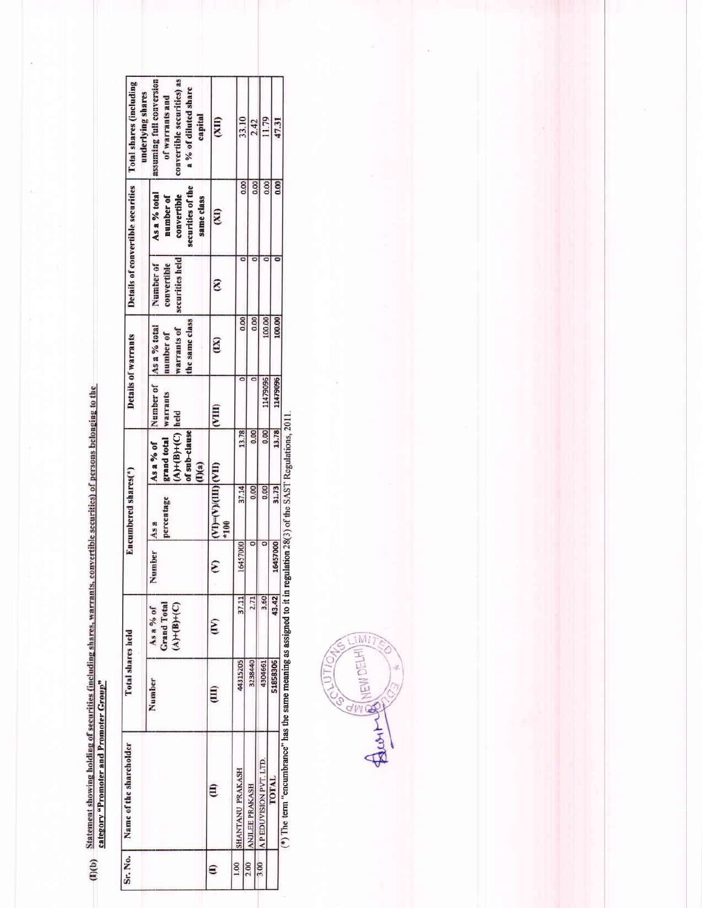(I)(b) **Statement showing holding of securities (including shares, warrants, convertible securities) of persons belonging to the category "Promoter and Promoter Group"**

| Sr. No. | Name of the shareholder | Total shares held | | Encumbered shares(*) | | | Details of warrants | | Details of convertible securities | | Total shares (including underlying shares assuming full conversion of warrants and convertible securities) as a % of diluted share capital |
|---|---|---|---|---|---|---|---|---|---|---|---|
| | | Number | As a % of Grand Total (A)+(B)+(C) | Number | As a percentage | As a % of grand total (A)+(B)+(C) of sub-clause (I)(a) | Number of warrants held | As a % total number of warrants of the same class | Number of convertible securities held | As a % total number of convertible securities of the same class | |
| (I) | (II) | (III) | (IV) | (V) | (VI)=(V)/(III)*100 | (VII) | (VIII) | (IX) | (X) | (XI) | (XII) |
| 1.00 | SHANTANU PRAKASH | 44315205 | 37.11 | 16457000 | 37.14 | 13.78 | 0 | 0.00 | 0 | 0.00 | 33.10 |
| 2.00 | ANJLEE PRAKASH | 3238440 | 2.71 | 0 | 0.00 | 0.00 | 0 | 0.00 | 0 | 0.00 | 2.42 |
| 3.00 | A P EDUVISION PVT. LTD. | 4304661 | 3.60 | 0 | 0.00 | 0.00 | 11479096 | 100.00 | 0 | 0.00 | 11.79 |
| | TOTAL | 51858306 | 43.42 | 16457000 | 31.73 | 13.78 | 11479096 | 100.00 | 0 | 0.00 | 47.31 |

(*) The term "encumbrance" has the same meaning as assigned to it in regulation 28(3) of the SAST Regulations, 2011.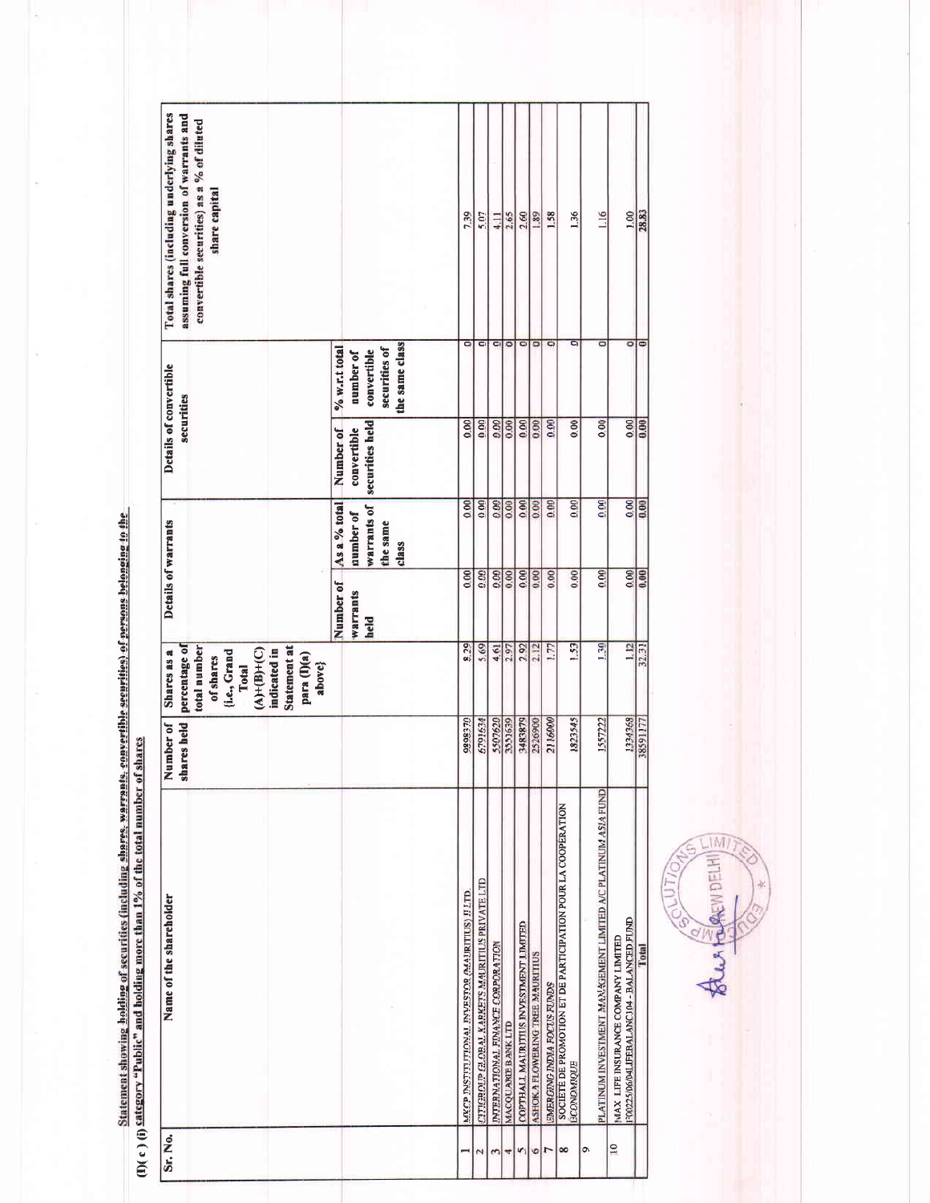**(I)( c ) (i) Statement showing holding of securities (including shares, warrants, convertible securities) of persons belonging to the category "Public" and holding more than 1% of the total number of shares**

| Sr. No. | Name of the shareholder | Number of shares held | Shares as a percentage of total number of shares {i.e., Grand Total (A)+(B)+(C) indicated in Statement at para (I)(a) above} | Details of warrants | | Details of convertible securities | | Total shares (including underlying shares assuming full conversion of warrants and convertible securities) as a % of diluted share capital |
|---|---|---|---|---|---|---|---|---|
| | | | | Number of warrants held | As a % total number of warrants of the same class | Number of convertible securities held | % w.r.t total number of convertible securities of the same class | |
| 1 | MKCP INSTITUTIONAL INVESTOR (MAURITIUS) II LTD | 9898370 | 8.29 | 0.00 | 0.00 | 0.00 | 0 | 7.39 |
| 2 | CITIGROUP GLOBAL MARKETS MAURITIUS PRIVATE LTD | 6791634 | 5.69 | 0.00 | 0.00 | 0.00 | 0 | 5.07 |
| 3 | INTERNATIONAL FINANCE CORPORATION | 5507620 | 4.61 | 0.00 | 0.00 | 0.00 | 0 | 4.11 |
| 4 | MACQUARIE BANK LTD | 3553639 | 2.97 | 0.00 | 0.00 | 0.00 | 0 | 2.65 |
| 5 | COPTHALL MAURITIUS INVESTMENT LIMITED | 3483879 | 2.92 | 0.00 | 0.00 | 0.00 | 0 | 2.60 |
| 6 | ASHOKA FLOWERING TREE MAURITIUS | 2526900 | 2.12 | 0.00 | 0.00 | 0.00 | 0 | 1.89 |
| 7 | EMERGING INDIA FOCUS FUNDS | 2116000 | 1.77 | 0.00 | 0.00 | 0.00 | 0 | 1.58 |
| 8 | SOCIETE DE PROMOTION ET DE PARTICIPATION POUR LA COOPERATION ECONOMIQUE | 1823545 | 1.53 | 0.00 | 0.00 | 0.00 | 0 | 1.36 |
| 9 | PLATINUM INVESTMENT MANAGEMENT LIMITED A/C PLATINUM ASIA FUND | 1557222 | 1.30 | 0.00 | 0.00 | 0.00 | 0 | 1.16 |
| 10 | MAX LIFE INSURANCE COMPANY LIMITED F00225/06/04LIFEBALANC104 - BALANCED FUND | 1334368 | 1.12 | 0.00 | 0.00 | 0.00 | 0 | 1.00 |
| | Total | 38591177 | 32.31 | 0.00 | 0.00 | 0.00 | 0 | 28.83 |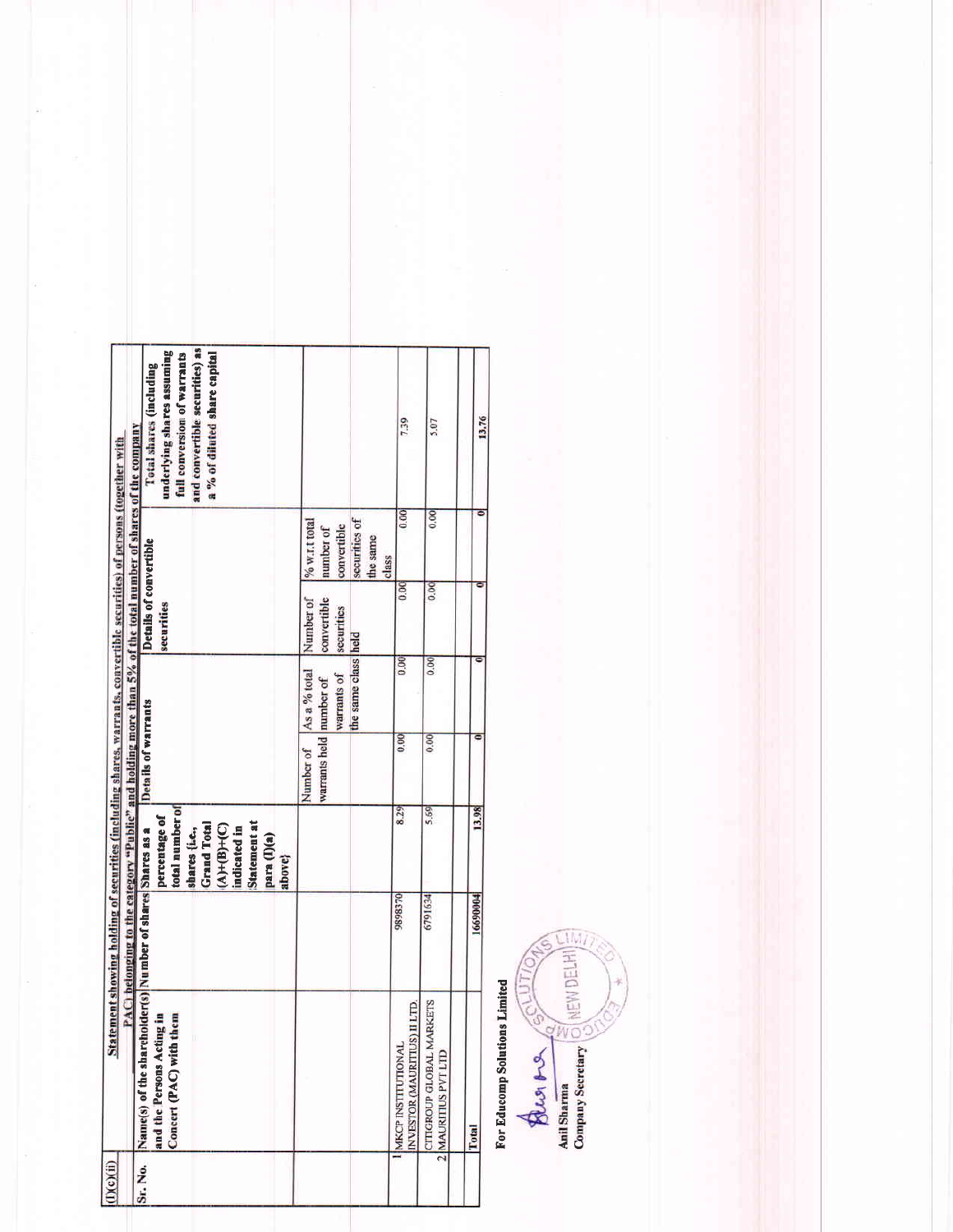(I)(c)(ii) **Statement showing holding of securities (including shares, warrants, convertible securities) of persons (together with PAC) belonging to the category "Public" and holding more than 5% of the total number of shares of the company**

| Sr. No. | Name(s) of the shareholder(s) and the Persons Acting in Concert (PAC) with them | Number of shares | Shares as a percentage of total number of shares {i.e., Grand Total (A)+(B)+(C) indicated in Statement at para (I)(a) above} | Details of warrants | | Details of convertible securities | | Total shares (including underlying shares assuming full conversion of warrants and convertible securities) as a % of diluted share capital |
|---|---|---|---|---|---|---|---|---|
| | | | | Number of warrants held | As a % total number of warrants of the same class | Number of convertible securities held | % w.r.t total number of convertible securities of the same class | |
| 1 | MKCP INSTITUTIONAL INVESTOR (MAURITUS) II LTD. | 9898370 | 8.29 | 0.00 | 0.00 | 0.00 | 0.00 | 7.39 |
| 2 | CITIGROUP GLOBAL MARKETS MAURITIUS PVT LTD | 6791634 | 5.69 | 0.00 | 0.00 | 0.00 | 0.00 | 5.07 |
| | | | | | | | | |
| Total | | 16690004 | 13.98 | 0 | 0 | 0 | 0 | 13.76 |

**For Educomp Solutions Limited**

**Anil Sharma**
**Company Secretary**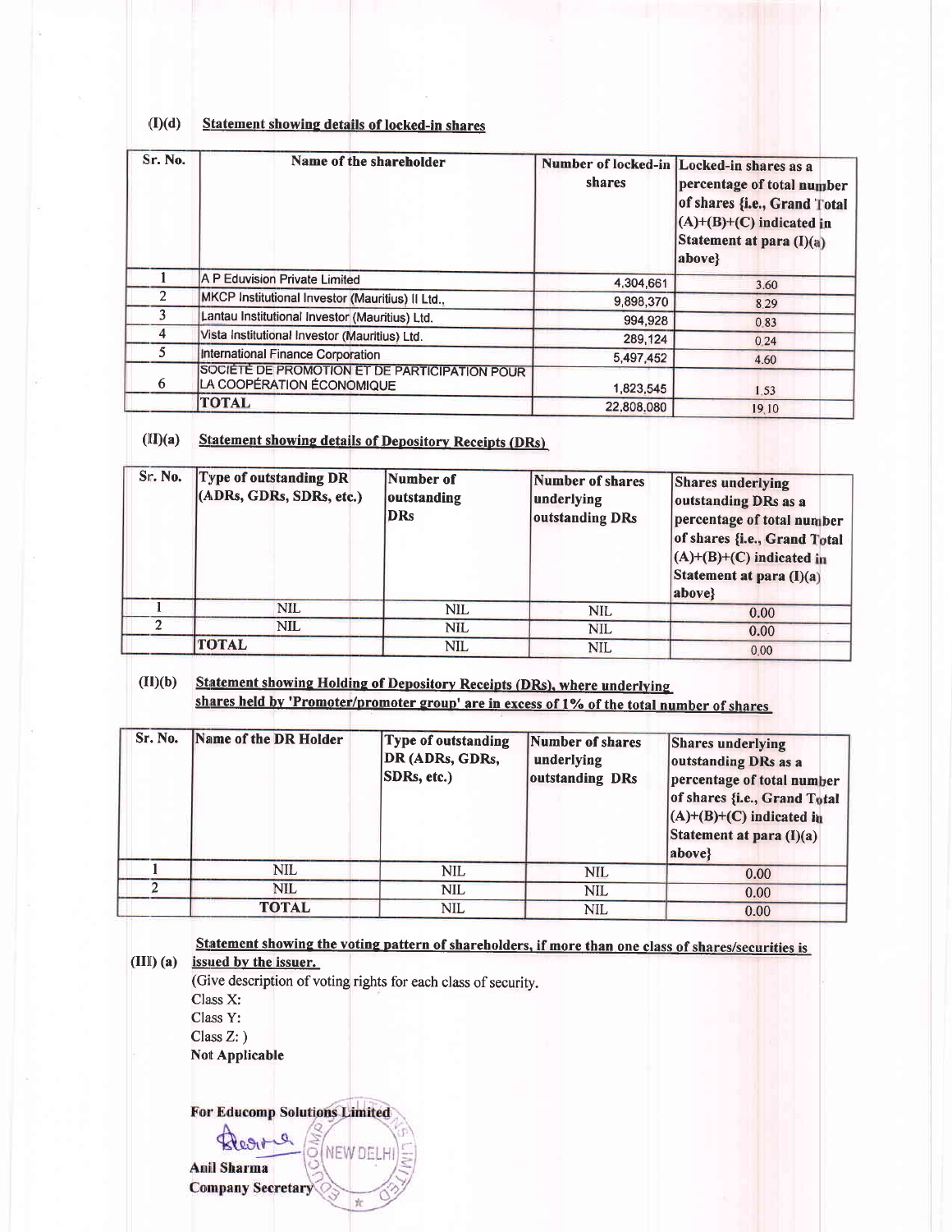**(I)(d) Statement showing details of locked-in shares**

| Sr. No. | Name of the shareholder | Number of locked-in shares | Locked-in shares as a percentage of total number of shares {i.e., Grand Total (A)+(B)+(C) indicated in Statement at para (I)(a) above} |
|---|---|---|---|
| 1 | A P Eduvision Private Limited | 4,304,661 | 3.60 |
| 2 | MKCP Institutional Investor (Mauritius) II Ltd., | 9,898,370 | 8.29 |
| 3 | Lantau Institutional Investor (Mauritius) Ltd. | 994,928 | 0.83 |
| 4 | Vista Institutional Investor (Mauritius) Ltd. | 289,124 | 0.24 |
| 5 | International Finance Corporation | 5,497,452 | 4.60 |
| 6 | SOCIÉTÉ DE PROMOTION ET DE PARTICIPATION POUR LA COOPÉRATION ÉCONOMIQUE | 1,823,545 | 1.53 |
| | **TOTAL** | 22,808,080 | 19.10 |

**(II)(a) Statement showing details of Depository Receipts (DRs)**

| Sr. No. | Type of outstanding DR (ADRs, GDRs, SDRs, etc.) | Number of outstanding DRs | Number of shares underlying outstanding DRs | Shares underlying outstanding DRs as a percentage of total number of shares {i.e., Grand Total (A)+(B)+(C) indicated in Statement at para (I)(a) above} |
|---|---|---|---|---|
| 1 | NIL | NIL | NIL | 0.00 |
| 2 | NIL | NIL | NIL | 0.00 |
| | **TOTAL** | NIL | NIL | 0.00 |

**(II)(b) Statement showing Holding of Depository Receipts (DRs), where underlying shares held by 'Promoter/promoter group' are in excess of 1% of the total number of shares**

| Sr. No. | Name of the DR Holder | Type of outstanding DR (ADRs, GDRs, SDRs, etc.) | Number of shares underlying outstanding DRs | Shares underlying outstanding DRs as a percentage of total number of shares {i.e., Grand Total (A)+(B)+(C) indicated in Statement at para (I)(a) above} |
|---|---|---|---|---|
| 1 | NIL | NIL | NIL | 0.00 |
| 2 | NIL | NIL | NIL | 0.00 |
| | **TOTAL** | NIL | NIL | 0.00 |

**(III) (a) Statement showing the voting pattern of shareholders, if more than one class of shares/securities is issued by the issuer.**

(Give description of voting rights for each class of security.

Class X:

Class Y:

Class Z: )

**Not Applicable**

**For Educomp Solutions Limited**

**Anil Sharma**

**Company Secretary**